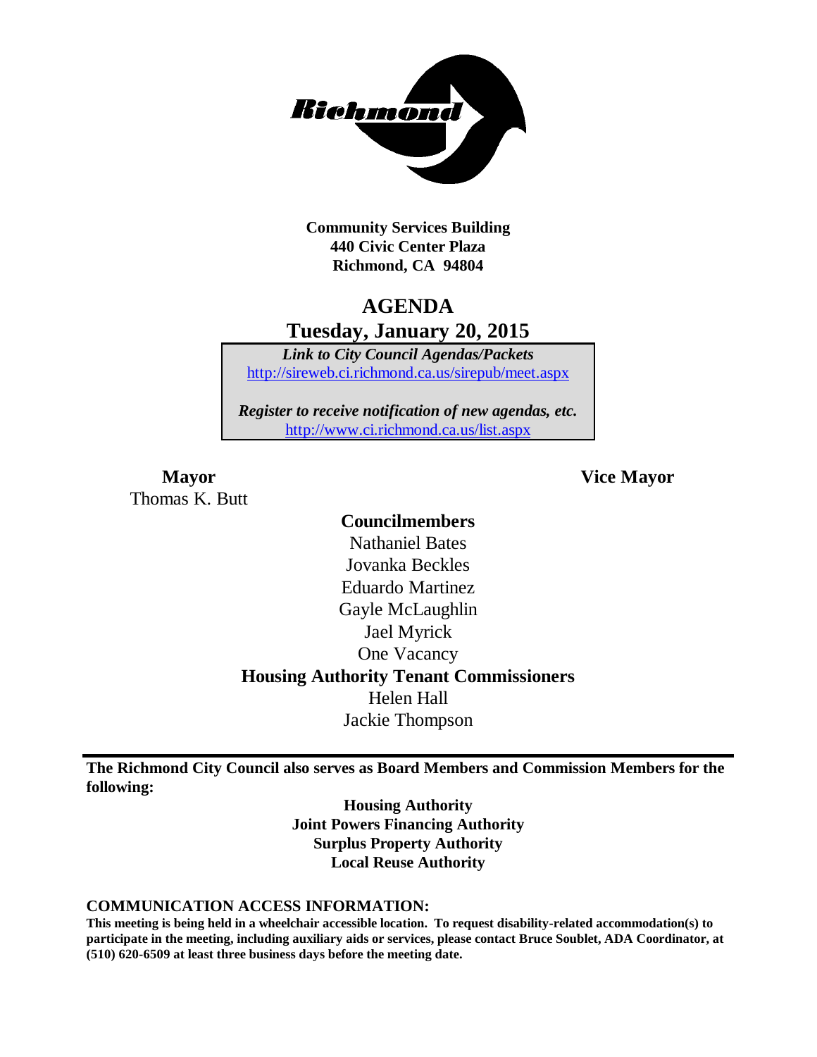**Community Services Building**
**440 Civic Center Plaza**
**Richmond, CA 94804**

# AGENDA
## Tuesday, January 20, 2015

*Link to City Council Agendas/Packets*
http://sireweb.ci.richmond.ca.us/sirepub/meet.aspx

*Register to receive notification of new agendas, etc.*
http://www.ci.richmond.ca.us/list.aspx

**Mayor**
Thomas K. Butt

**Vice Mayor**

**Councilmembers**
Nathaniel Bates
Jovanka Beckles
Eduardo Martinez
Gayle McLaughlin
Jael Myrick
One Vacancy

**Housing Authority Tenant Commissioners**
Helen Hall
Jackie Thompson

**The Richmond City Council also serves as Board Members and Commission Members for the following:**

**Housing Authority**
**Joint Powers Financing Authority**
**Surplus Property Authority**
**Local Reuse Authority**

**COMMUNICATION ACCESS INFORMATION:**
**This meeting is being held in a wheelchair accessible location. To request disability-related accommodation(s) to participate in the meeting, including auxiliary aids or services, please contact Bruce Soublet, ADA Coordinator, at (510) 620-6509 at least three business days before the meeting date.**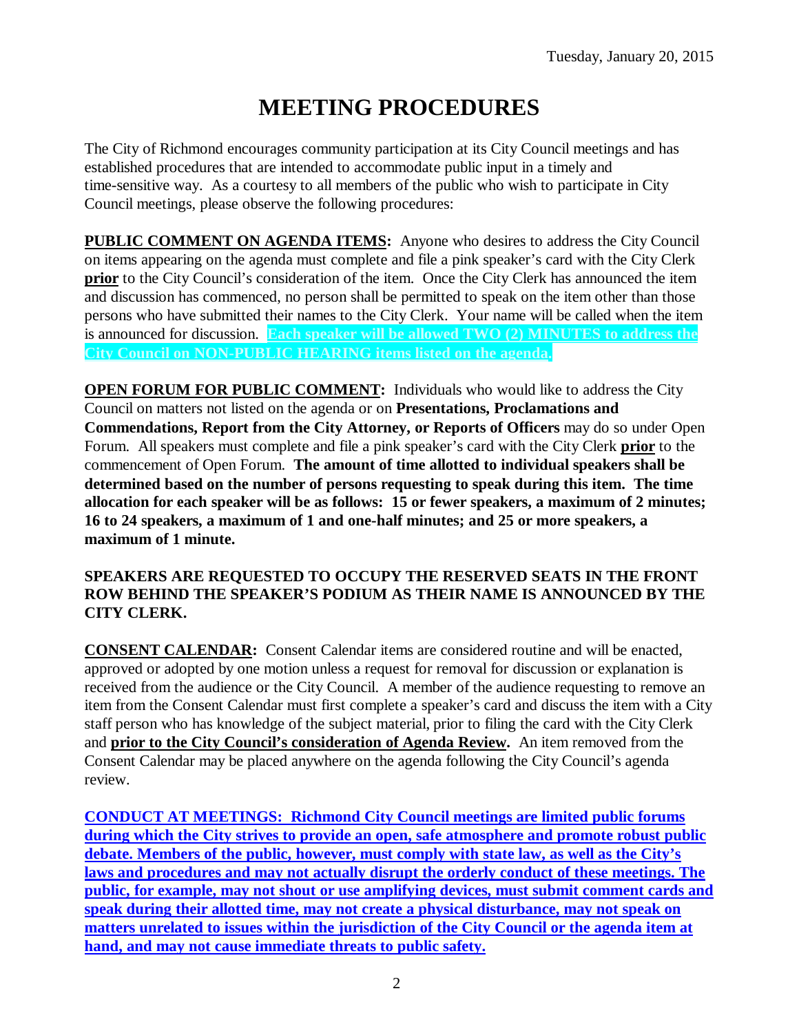Tuesday, January 20, 2015

# MEETING PROCEDURES

The City of Richmond encourages community participation at its City Council meetings and has established procedures that are intended to accommodate public input in a timely and time-sensitive way. As a courtesy to all members of the public who wish to participate in City Council meetings, please observe the following procedures:

**PUBLIC COMMENT ON AGENDA ITEMS:** Anyone who desires to address the City Council on items appearing on the agenda must complete and file a pink speaker's card with the City Clerk **prior** to the City Council's consideration of the item. Once the City Clerk has announced the item and discussion has commenced, no person shall be permitted to speak on the item other than those persons who have submitted their names to the City Clerk. Your name will be called when the item is announced for discussion. **Each speaker will be allowed TWO (2) MINUTES to address the City Council on NON-PUBLIC HEARING items listed on the agenda.**

**OPEN FORUM FOR PUBLIC COMMENT:** Individuals who would like to address the City Council on matters not listed on the agenda or on **Presentations, Proclamations and Commendations, Report from the City Attorney, or Reports of Officers** may do so under Open Forum. All speakers must complete and file a pink speaker's card with the City Clerk **prior** to the commencement of Open Forum. **The amount of time allotted to individual speakers shall be determined based on the number of persons requesting to speak during this item. The time allocation for each speaker will be as follows: 15 or fewer speakers, a maximum of 2 minutes; 16 to 24 speakers, a maximum of 1 and one-half minutes; and 25 or more speakers, a maximum of 1 minute.**

**SPEAKERS ARE REQUESTED TO OCCUPY THE RESERVED SEATS IN THE FRONT ROW BEHIND THE SPEAKER'S PODIUM AS THEIR NAME IS ANNOUNCED BY THE CITY CLERK.**

**CONSENT CALENDAR:** Consent Calendar items are considered routine and will be enacted, approved or adopted by one motion unless a request for removal for discussion or explanation is received from the audience or the City Council. A member of the audience requesting to remove an item from the Consent Calendar must first complete a speaker's card and discuss the item with a City staff person who has knowledge of the subject material, prior to filing the card with the City Clerk and **prior to the City Council's consideration of Agenda Review.** An item removed from the Consent Calendar may be placed anywhere on the agenda following the City Council's agenda review.

**CONDUCT AT MEETINGS: Richmond City Council meetings are limited public forums during which the City strives to provide an open, safe atmosphere and promote robust public debate. Members of the public, however, must comply with state law, as well as the City's laws and procedures and may not actually disrupt the orderly conduct of these meetings. The public, for example, may not shout or use amplifying devices, must submit comment cards and speak during their allotted time, may not create a physical disturbance, may not speak on matters unrelated to issues within the jurisdiction of the City Council or the agenda item at hand, and may not cause immediate threats to public safety.**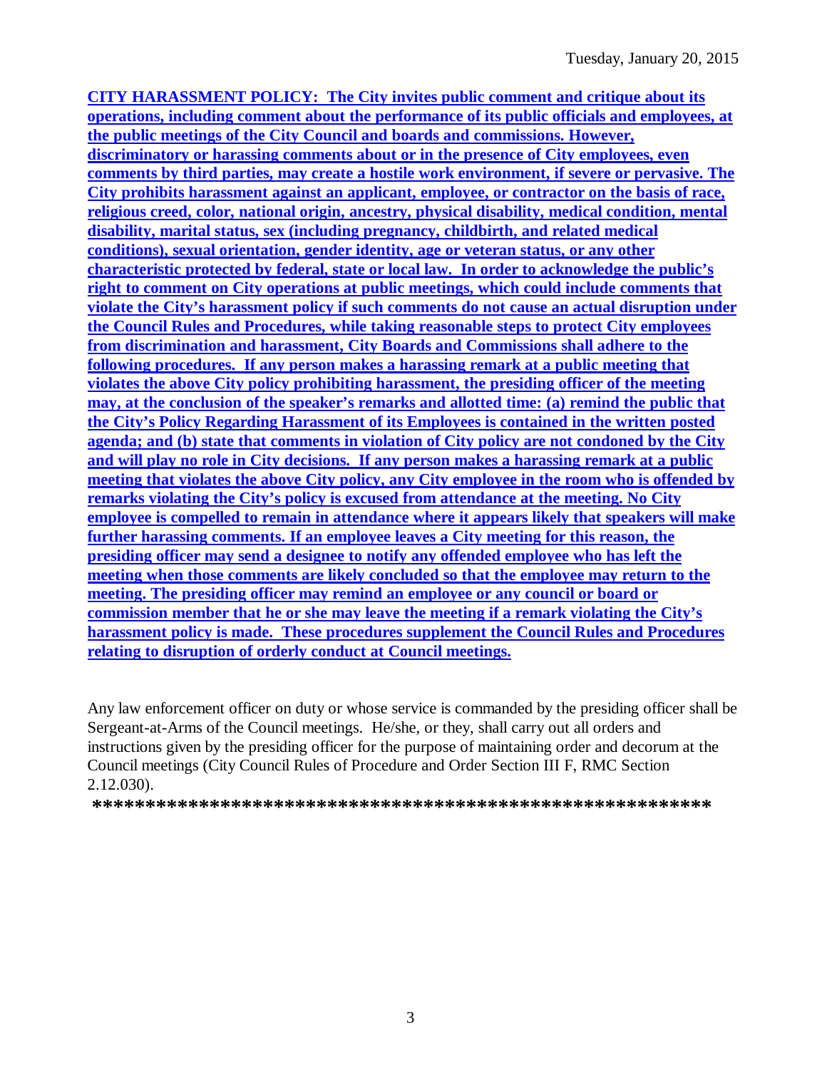**CITY HARASSMENT POLICY: The City invites public comment and critique about its operations, including comment about the performance of its public officials and employees, at the public meetings of the City Council and boards and commissions. However, discriminatory or harassing comments about or in the presence of City employees, even comments by third parties, may create a hostile work environment, if severe or pervasive. The City prohibits harassment against an applicant, employee, or contractor on the basis of race, religious creed, color, national origin, ancestry, physical disability, medical condition, mental disability, marital status, sex (including pregnancy, childbirth, and related medical conditions), sexual orientation, gender identity, age or veteran status, or any other characteristic protected by federal, state or local law. In order to acknowledge the public's right to comment on City operations at public meetings, which could include comments that violate the City's harassment policy if such comments do not cause an actual disruption under the Council Rules and Procedures, while taking reasonable steps to protect City employees from discrimination and harassment, City Boards and Commissions shall adhere to the following procedures. If any person makes a harassing remark at a public meeting that violates the above City policy prohibiting harassment, the presiding officer of the meeting may, at the conclusion of the speaker's remarks and allotted time: (a) remind the public that the City's Policy Regarding Harassment of its Employees is contained in the written posted agenda; and (b) state that comments in violation of City policy are not condoned by the City and will play no role in City decisions. If any person makes a harassing remark at a public meeting that violates the above City policy, any City employee in the room who is offended by remarks violating the City's policy is excused from attendance at the meeting. No City employee is compelled to remain in attendance where it appears likely that speakers will make further harassing comments. If an employee leaves a City meeting for this reason, the presiding officer may send a designee to notify any offended employee who has left the meeting when those comments are likely concluded so that the employee may return to the meeting. The presiding officer may remind an employee or any council or board or commission member that he or she may leave the meeting if a remark violating the City's harassment policy is made. These procedures supplement the Council Rules and Procedures relating to disruption of orderly conduct at Council meetings.**

Any law enforcement officer on duty or whose service is commanded by the presiding officer shall be Sergeant-at-Arms of the Council meetings. He/she, or they, shall carry out all orders and instructions given by the presiding officer for the purpose of maintaining order and decorum at the Council meetings (City Council Rules of Procedure and Order Section III F, RMC Section 2.12.030).

**\*\*\*\*\*\*\*\*\*\*\*\*\*\*\*\*\*\*\*\*\*\*\*\*\*\*\*\*\*\*\*\*\*\*\*\*\*\*\*\*\*\*\*\*\*\*\*\*\*\*\*\*\*\*\*\*\*\*\*\***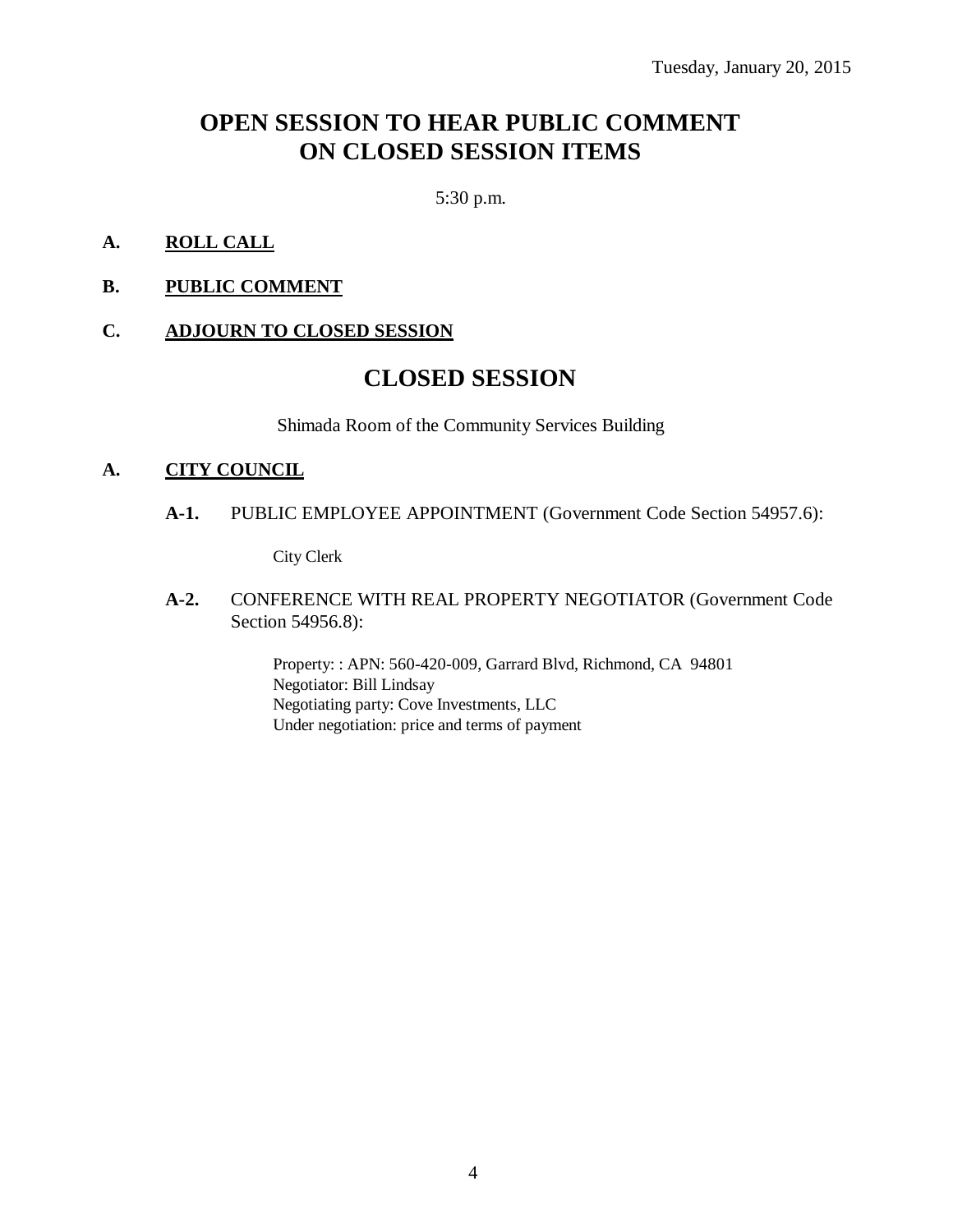Tuesday, January 20, 2015

# OPEN SESSION TO HEAR PUBLIC COMMENT ON CLOSED SESSION ITEMS

5:30 p.m.

**A. ROLL CALL**

**B. PUBLIC COMMENT**

**C. ADJOURN TO CLOSED SESSION**

# CLOSED SESSION

Shimada Room of the Community Services Building

**A. CITY COUNCIL**

**A-1.** PUBLIC EMPLOYEE APPOINTMENT (Government Code Section 54957.6):

City Clerk

**A-2.** CONFERENCE WITH REAL PROPERTY NEGOTIATOR (Government Code Section 54956.8):

Property: : APN: 560-420-009, Garrard Blvd, Richmond, CA 94801
Negotiator: Bill Lindsay
Negotiating party: Cove Investments, LLC
Under negotiation: price and terms of payment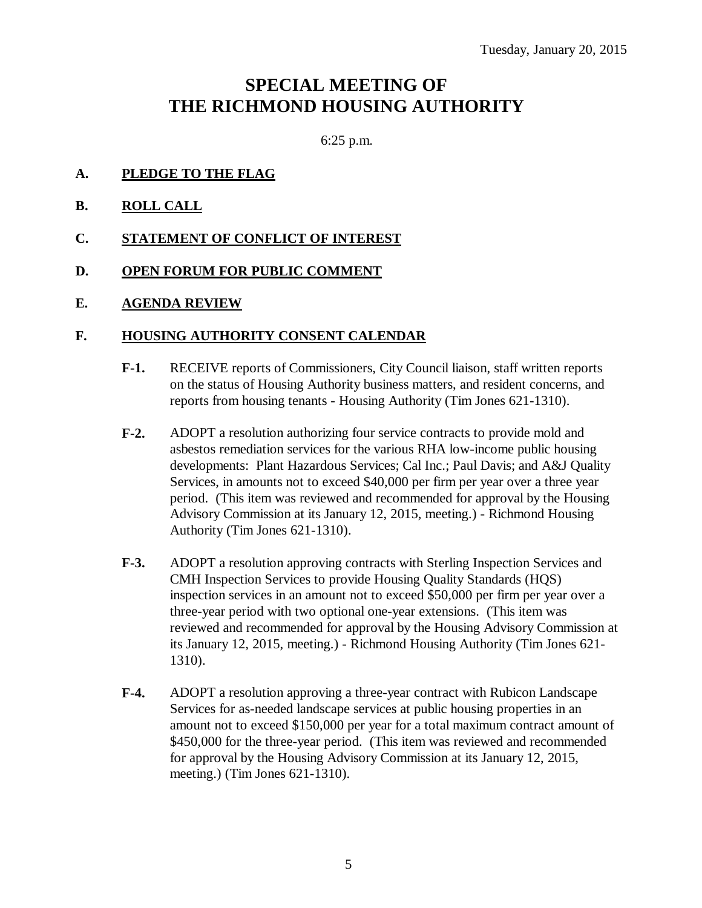Tuesday, January 20, 2015

# SPECIAL MEETING OF THE RICHMOND HOUSING AUTHORITY

6:25 p.m.

**A. PLEDGE TO THE FLAG**

**B. ROLL CALL**

**C. STATEMENT OF CONFLICT OF INTEREST**

**D. OPEN FORUM FOR PUBLIC COMMENT**

**E. AGENDA REVIEW**

**F. HOUSING AUTHORITY CONSENT CALENDAR**

**F-1.** RECEIVE reports of Commissioners, City Council liaison, staff written reports on the status of Housing Authority business matters, and resident concerns, and reports from housing tenants - Housing Authority (Tim Jones 621-1310).

**F-2.** ADOPT a resolution authorizing four service contracts to provide mold and asbestos remediation services for the various RHA low-income public housing developments: Plant Hazardous Services; Cal Inc.; Paul Davis; and A&J Quality Services, in amounts not to exceed $40,000 per firm per year over a three year period. (This item was reviewed and recommended for approval by the Housing Advisory Commission at its January 12, 2015, meeting.) - Richmond Housing Authority (Tim Jones 621-1310).

**F-3.** ADOPT a resolution approving contracts with Sterling Inspection Services and CMH Inspection Services to provide Housing Quality Standards (HQS) inspection services in an amount not to exceed $50,000 per firm per year over a three-year period with two optional one-year extensions. (This item was reviewed and recommended for approval by the Housing Advisory Commission at its January 12, 2015, meeting.) - Richmond Housing Authority (Tim Jones 621-1310).

**F-4.** ADOPT a resolution approving a three-year contract with Rubicon Landscape Services for as-needed landscape services at public housing properties in an amount not to exceed $150,000 per year for a total maximum contract amount of $450,000 for the three-year period. (This item was reviewed and recommended for approval by the Housing Advisory Commission at its January 12, 2015, meeting.) (Tim Jones 621-1310).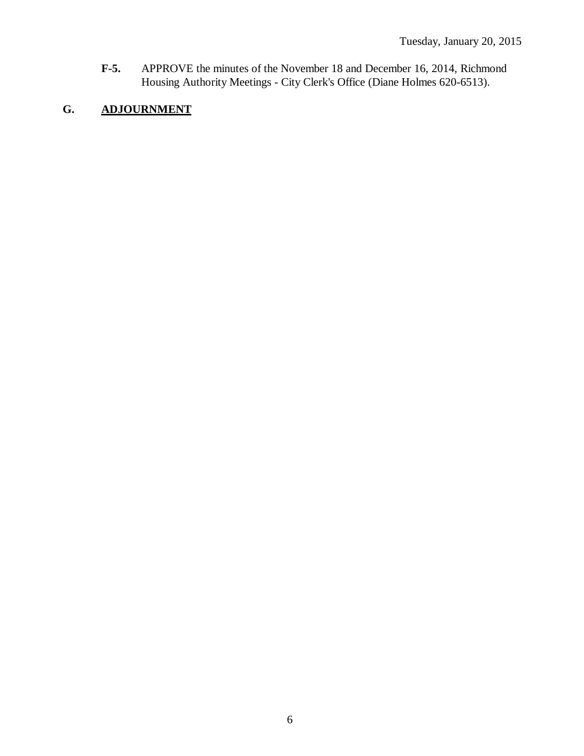**F-5.** APPROVE the minutes of the November 18 and December 16, 2014, Richmond Housing Authority Meetings - City Clerk's Office (Diane Holmes 620-6513).

## G. ADJOURNMENT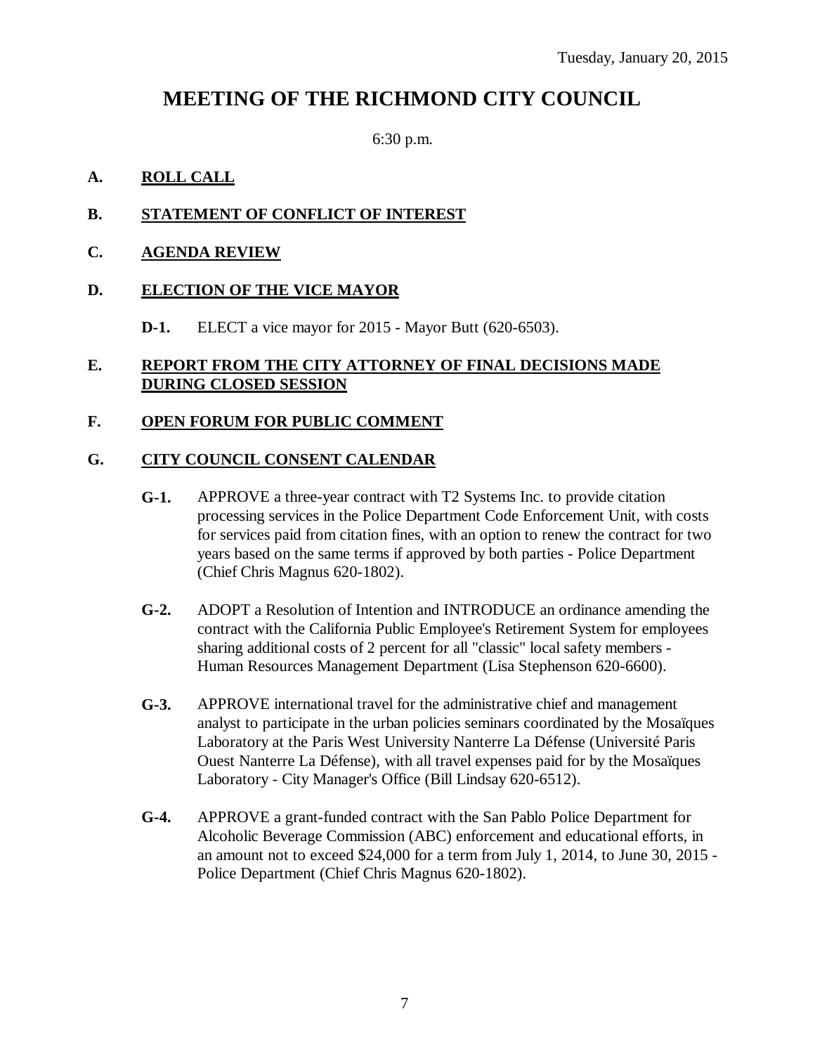Tuesday, January 20, 2015

# MEETING OF THE RICHMOND CITY COUNCIL

6:30 p.m.

**A. ROLL CALL**

**B. STATEMENT OF CONFLICT OF INTEREST**

**C. AGENDA REVIEW**

**D. ELECTION OF THE VICE MAYOR**

**D-1.** ELECT a vice mayor for 2015 - Mayor Butt (620-6503).

**E. REPORT FROM THE CITY ATTORNEY OF FINAL DECISIONS MADE DURING CLOSED SESSION**

**F. OPEN FORUM FOR PUBLIC COMMENT**

**G. CITY COUNCIL CONSENT CALENDAR**

**G-1.** APPROVE a three-year contract with T2 Systems Inc. to provide citation processing services in the Police Department Code Enforcement Unit, with costs for services paid from citation fines, with an option to renew the contract for two years based on the same terms if approved by both parties - Police Department (Chief Chris Magnus 620-1802).

**G-2.** ADOPT a Resolution of Intention and INTRODUCE an ordinance amending the contract with the California Public Employee's Retirement System for employees sharing additional costs of 2 percent for all "classic" local safety members - Human Resources Management Department (Lisa Stephenson 620-6600).

**G-3.** APPROVE international travel for the administrative chief and management analyst to participate in the urban policies seminars coordinated by the Mosaïques Laboratory at the Paris West University Nanterre La Défense (Université Paris Ouest Nanterre La Défense), with all travel expenses paid for by the Mosaïques Laboratory - City Manager's Office (Bill Lindsay 620-6512).

**G-4.** APPROVE a grant-funded contract with the San Pablo Police Department for Alcoholic Beverage Commission (ABC) enforcement and educational efforts, in an amount not to exceed $24,000 for a term from July 1, 2014, to June 30, 2015 - Police Department (Chief Chris Magnus 620-1802).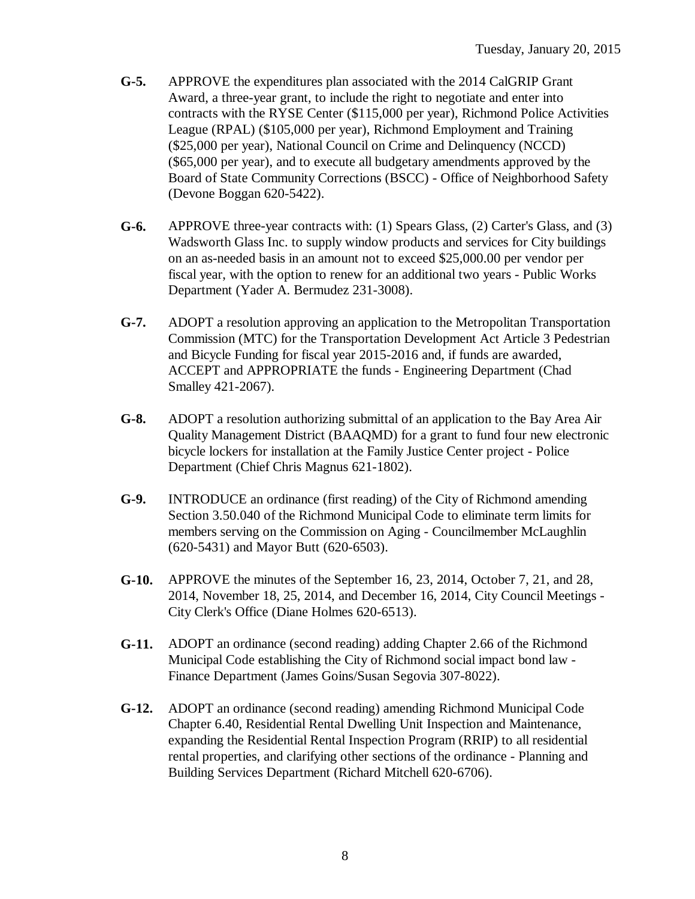**G-5.** APPROVE the expenditures plan associated with the 2014 CalGRIP Grant Award, a three-year grant, to include the right to negotiate and enter into contracts with the RYSE Center ($115,000 per year), Richmond Police Activities League (RPAL) ($105,000 per year), Richmond Employment and Training ($25,000 per year), National Council on Crime and Delinquency (NCCD) ($65,000 per year), and to execute all budgetary amendments approved by the Board of State Community Corrections (BSCC) - Office of Neighborhood Safety (Devone Boggan 620-5422).

**G-6.** APPROVE three-year contracts with: (1) Spears Glass, (2) Carter's Glass, and (3) Wadsworth Glass Inc. to supply window products and services for City buildings on an as-needed basis in an amount not to exceed $25,000.00 per vendor per fiscal year, with the option to renew for an additional two years - Public Works Department (Yader A. Bermudez 231-3008).

**G-7.** ADOPT a resolution approving an application to the Metropolitan Transportation Commission (MTC) for the Transportation Development Act Article 3 Pedestrian and Bicycle Funding for fiscal year 2015-2016 and, if funds are awarded, ACCEPT and APPROPRIATE the funds - Engineering Department (Chad Smalley 421-2067).

**G-8.** ADOPT a resolution authorizing submittal of an application to the Bay Area Air Quality Management District (BAAQMD) for a grant to fund four new electronic bicycle lockers for installation at the Family Justice Center project - Police Department (Chief Chris Magnus 621-1802).

**G-9.** INTRODUCE an ordinance (first reading) of the City of Richmond amending Section 3.50.040 of the Richmond Municipal Code to eliminate term limits for members serving on the Commission on Aging - Councilmember McLaughlin (620-5431) and Mayor Butt (620-6503).

**G-10.** APPROVE the minutes of the September 16, 23, 2014, October 7, 21, and 28, 2014, November 18, 25, 2014, and December 16, 2014, City Council Meetings - City Clerk's Office (Diane Holmes 620-6513).

**G-11.** ADOPT an ordinance (second reading) adding Chapter 2.66 of the Richmond Municipal Code establishing the City of Richmond social impact bond law - Finance Department (James Goins/Susan Segovia 307-8022).

**G-12.** ADOPT an ordinance (second reading) amending Richmond Municipal Code Chapter 6.40, Residential Rental Dwelling Unit Inspection and Maintenance, expanding the Residential Rental Inspection Program (RRIP) to all residential rental properties, and clarifying other sections of the ordinance - Planning and Building Services Department (Richard Mitchell 620-6706).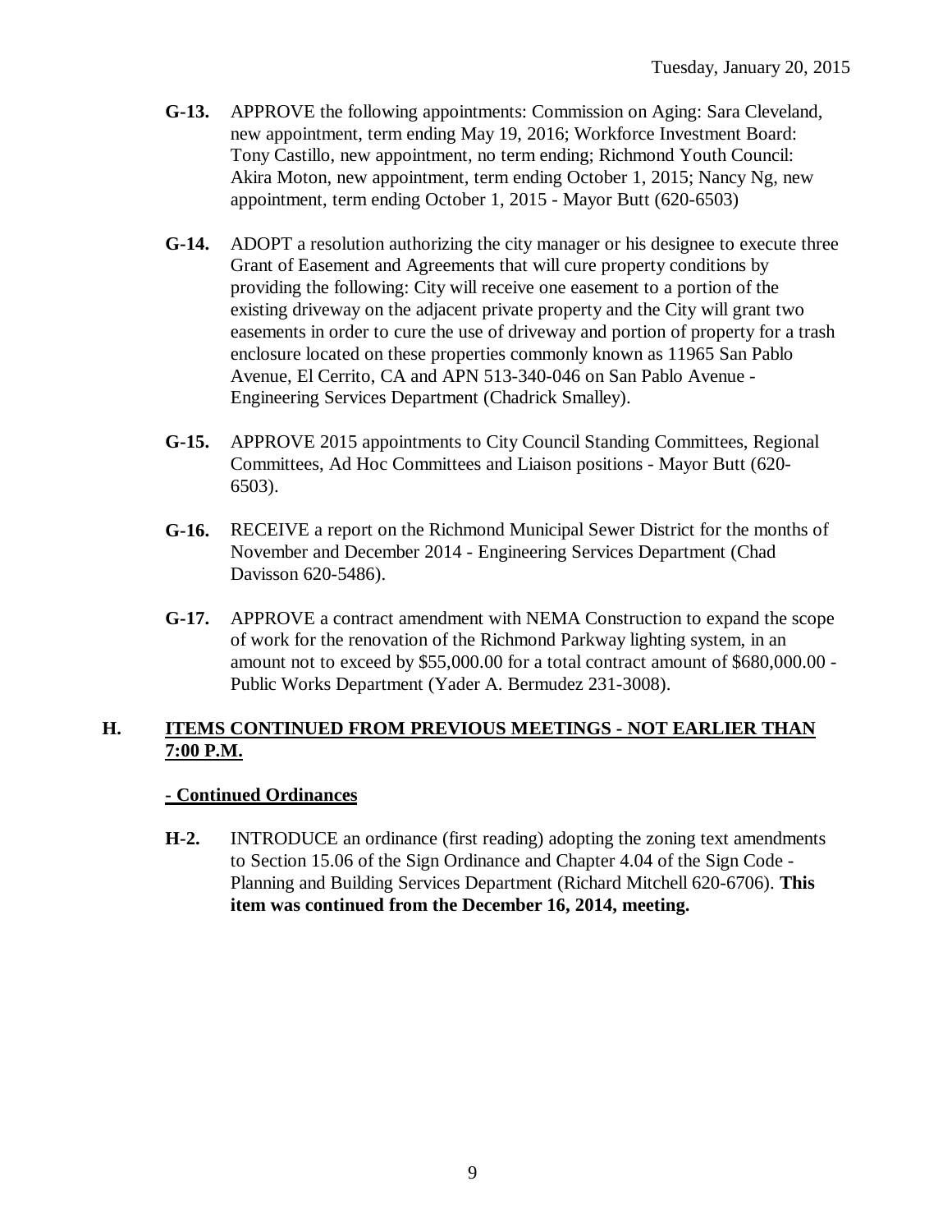**G-13.** APPROVE the following appointments: Commission on Aging: Sara Cleveland, new appointment, term ending May 19, 2016; Workforce Investment Board: Tony Castillo, new appointment, no term ending; Richmond Youth Council: Akira Moton, new appointment, term ending October 1, 2015; Nancy Ng, new appointment, term ending October 1, 2015 - Mayor Butt (620-6503)

**G-14.** ADOPT a resolution authorizing the city manager or his designee to execute three Grant of Easement and Agreements that will cure property conditions by providing the following: City will receive one easement to a portion of the existing driveway on the adjacent private property and the City will grant two easements in order to cure the use of driveway and portion of property for a trash enclosure located on these properties commonly known as 11965 San Pablo Avenue, El Cerrito, CA and APN 513-340-046 on San Pablo Avenue - Engineering Services Department (Chadrick Smalley).

**G-15.** APPROVE 2015 appointments to City Council Standing Committees, Regional Committees, Ad Hoc Committees and Liaison positions - Mayor Butt (620-6503).

**G-16.** RECEIVE a report on the Richmond Municipal Sewer District for the months of November and December 2014 - Engineering Services Department (Chad Davisson 620-5486).

**G-17.** APPROVE a contract amendment with NEMA Construction to expand the scope of work for the renovation of the Richmond Parkway lighting system, in an amount not to exceed by $55,000.00 for a total contract amount of $680,000.00 - Public Works Department (Yader A. Bermudez 231-3008).

## H. ITEMS CONTINUED FROM PREVIOUS MEETINGS - NOT EARLIER THAN 7:00 P.M.

### - Continued Ordinances

**H-2.** INTRODUCE an ordinance (first reading) adopting the zoning text amendments to Section 15.06 of the Sign Ordinance and Chapter 4.04 of the Sign Code - Planning and Building Services Department (Richard Mitchell 620-6706). **This item was continued from the December 16, 2014, meeting.**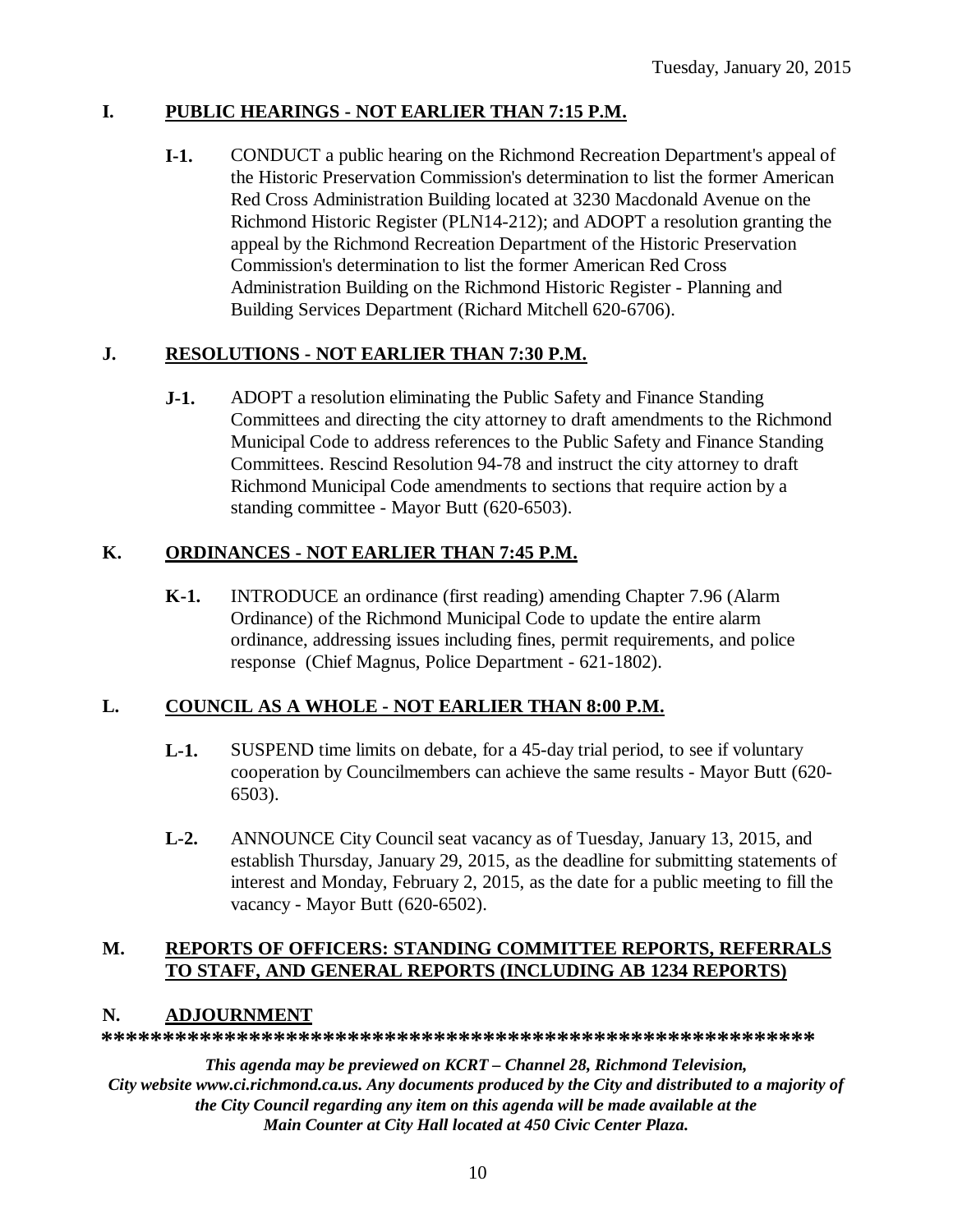## I. PUBLIC HEARINGS - NOT EARLIER THAN 7:15 P.M.

**I-1.** CONDUCT a public hearing on the Richmond Recreation Department's appeal of the Historic Preservation Commission's determination to list the former American Red Cross Administration Building located at 3230 Macdonald Avenue on the Richmond Historic Register (PLN14-212); and ADOPT a resolution granting the appeal by the Richmond Recreation Department of the Historic Preservation Commission's determination to list the former American Red Cross Administration Building on the Richmond Historic Register - Planning and Building Services Department (Richard Mitchell 620-6706).

## J. RESOLUTIONS - NOT EARLIER THAN 7:30 P.M.

**J-1.** ADOPT a resolution eliminating the Public Safety and Finance Standing Committees and directing the city attorney to draft amendments to the Richmond Municipal Code to address references to the Public Safety and Finance Standing Committees. Rescind Resolution 94-78 and instruct the city attorney to draft Richmond Municipal Code amendments to sections that require action by a standing committee - Mayor Butt (620-6503).

## K. ORDINANCES - NOT EARLIER THAN 7:45 P.M.

**K-1.** INTRODUCE an ordinance (first reading) amending Chapter 7.96 (Alarm Ordinance) of the Richmond Municipal Code to update the entire alarm ordinance, addressing issues including fines, permit requirements, and police response (Chief Magnus, Police Department - 621-1802).

## L. COUNCIL AS A WHOLE - NOT EARLIER THAN 8:00 P.M.

**L-1.** SUSPEND time limits on debate, for a 45-day trial period, to see if voluntary cooperation by Councilmembers can achieve the same results - Mayor Butt (620-6503).

**L-2.** ANNOUNCE City Council seat vacancy as of Tuesday, January 13, 2015, and establish Thursday, January 29, 2015, as the deadline for submitting statements of interest and Monday, February 2, 2015, as the date for a public meeting to fill the vacancy - Mayor Butt (620-6502).

## M. REPORTS OF OFFICERS: STANDING COMMITTEE REPORTS, REFERRALS TO STAFF, AND GENERAL REPORTS (INCLUDING AB 1234 REPORTS)

## N. ADJOURNMENT

**********************************************************

***This agenda may be previewed on KCRT – Channel 28, Richmond Television, City website www.ci.richmond.ca.us. Any documents produced by the City and distributed to a majority of the City Council regarding any item on this agenda will be made available at the Main Counter at City Hall located at 450 Civic Center Plaza.***